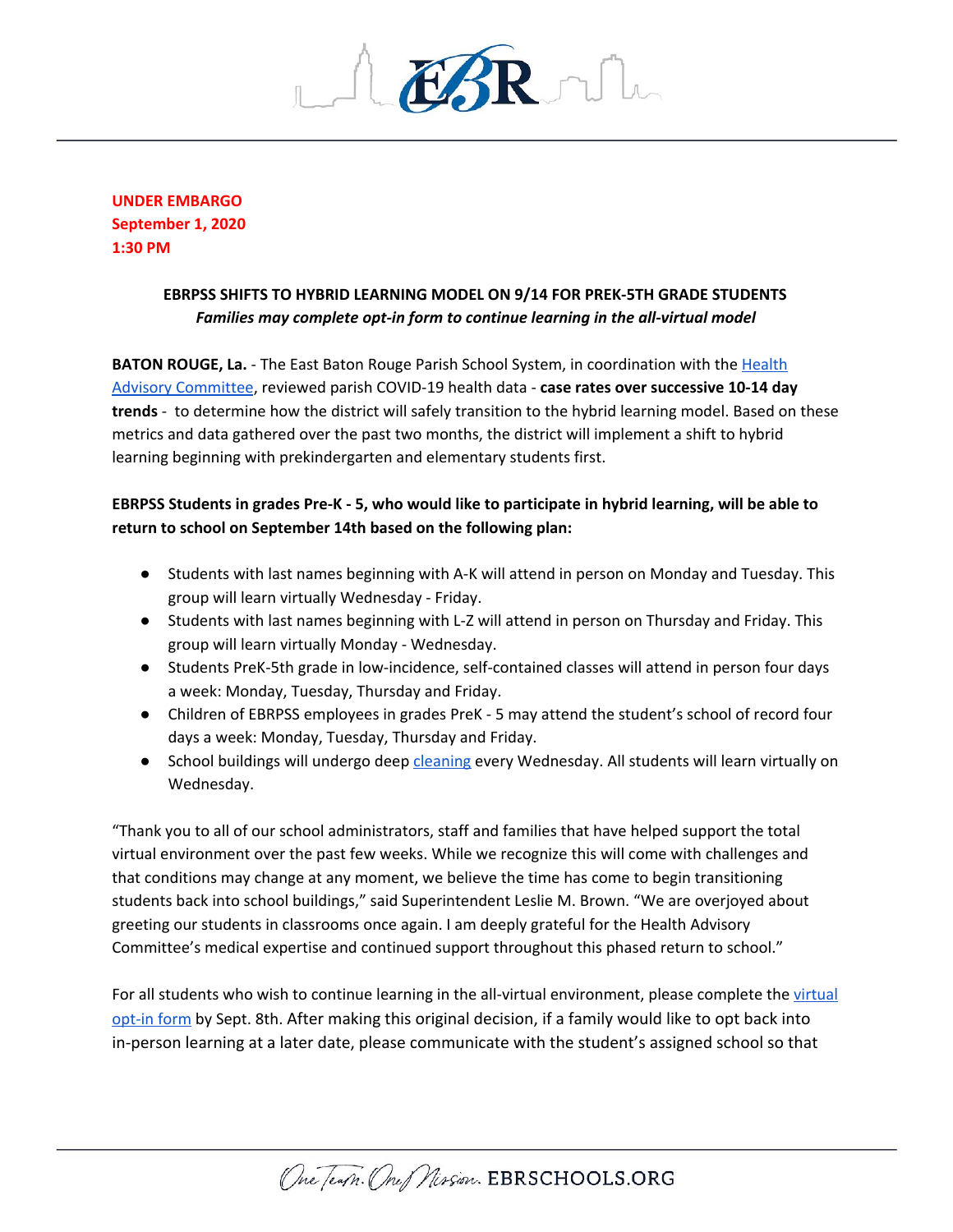**UNDER EMBARGO**
**September 1, 2020**
**1:30 PM**

## EBRPSS SHIFTS TO HYBRID LEARNING MODEL ON 9/14 FOR PREK-5TH GRADE STUDENTS

***Families may complete opt-in form to continue learning in the all-virtual model***

**BATON ROUGE, La.** - The East Baton Rouge Parish School System, in coordination with the Health Advisory Committee, reviewed parish COVID-19 health data - **case rates over successive 10-14 day trends** - to determine how the district will safely transition to the hybrid learning model. Based on these metrics and data gathered over the past two months, the district will implement a shift to hybrid learning beginning with prekindergarten and elementary students first.

**EBRPSS Students in grades Pre-K - 5, who would like to participate in hybrid learning, will be able to return to school on September 14th based on the following plan:**

- Students with last names beginning with A-K will attend in person on Monday and Tuesday. This group will learn virtually Wednesday - Friday.
- Students with last names beginning with L-Z will attend in person on Thursday and Friday. This group will learn virtually Monday - Wednesday.
- Students PreK-5th grade in low-incidence, self-contained classes will attend in person four days a week: Monday, Tuesday, Thursday and Friday.
- Children of EBRPSS employees in grades PreK - 5 may attend the student's school of record four days a week: Monday, Tuesday, Thursday and Friday.
- School buildings will undergo deep cleaning every Wednesday. All students will learn virtually on Wednesday.

"Thank you to all of our school administrators, staff and families that have helped support the total virtual environment over the past few weeks. While we recognize this will come with challenges and that conditions may change at any moment, we believe the time has come to begin transitioning students back into school buildings," said Superintendent Leslie M. Brown. "We are overjoyed about greeting our students in classrooms once again. I am deeply grateful for the Health Advisory Committee's medical expertise and continued support throughout this phased return to school."

For all students who wish to continue learning in the all-virtual environment, please complete the virtual opt-in form by Sept. 8th. After making this original decision, if a family would like to opt back into in-person learning at a later date, please communicate with the student's assigned school so that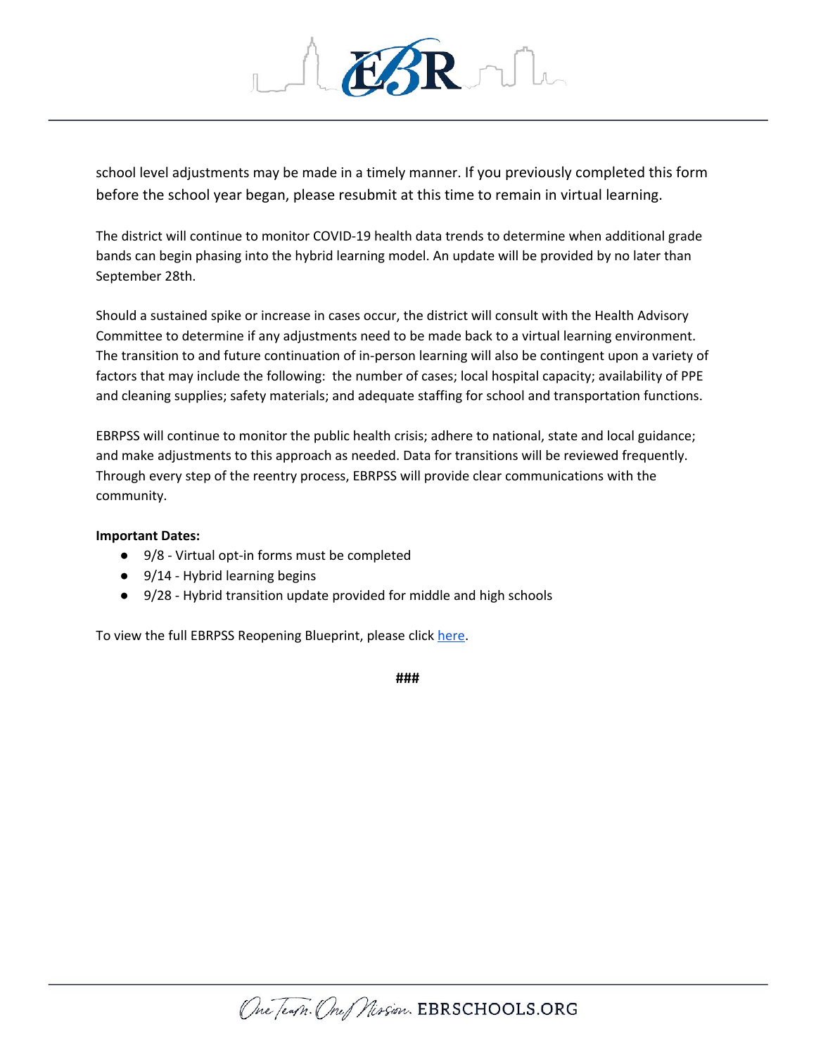school level adjustments may be made in a timely manner. If you previously completed this form before the school year began, please resubmit at this time to remain in virtual learning.

The district will continue to monitor COVID-19 health data trends to determine when additional grade bands can begin phasing into the hybrid learning model. An update will be provided by no later than September 28th.

Should a sustained spike or increase in cases occur, the district will consult with the Health Advisory Committee to determine if any adjustments need to be made back to a virtual learning environment. The transition to and future continuation of in-person learning will also be contingent upon a variety of factors that may include the following: the number of cases; local hospital capacity; availability of PPE and cleaning supplies; safety materials; and adequate staffing for school and transportation functions.

EBRPSS will continue to monitor the public health crisis; adhere to national, state and local guidance; and make adjustments to this approach as needed. Data for transitions will be reviewed frequently. Through every step of the reentry process, EBRPSS will provide clear communications with the community.

**Important Dates:**

- 9/8 - Virtual opt-in forms must be completed
- 9/14 - Hybrid learning begins
- 9/28 - Hybrid transition update provided for middle and high schools

To view the full EBRPSS Reopening Blueprint, please click here.

###